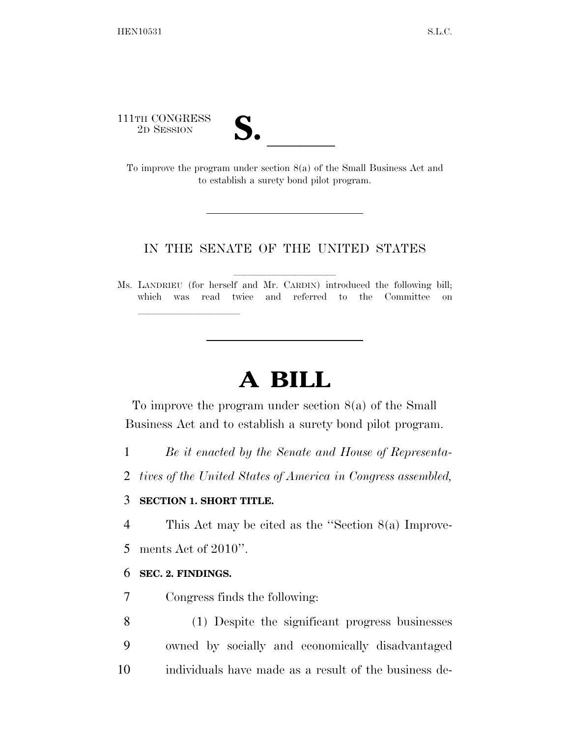111TH CONGRESS
2D SESSION

# S. \_\_\_\_\_\_

To improve the program under section 8(a) of the Small Business Act and to establish a surety bond pilot program.

---

IN THE SENATE OF THE UNITED STATES

Ms. LANDRIEU (for herself and Mr. CARDIN) introduced the following bill; which was read twice and referred to the Committee on \_\_\_\_\_\_\_\_\_\_\_\_\_\_\_\_

---

# A BILL

To improve the program under section 8(a) of the Small Business Act and to establish a surety bond pilot program.

1 *Be it enacted by the Senate and House of Representa-*
2 *tives of the United States of America in Congress assembled,*

3 **SECTION 1. SHORT TITLE.**

4 This Act may be cited as the ''Section 8(a) Improve-
5 ments Act of 2010''.

6 **SEC. 2. FINDINGS.**

7 Congress finds the following:

8 (1) Despite the significant progress businesses
9 owned by socially and economically disadvantaged
10 individuals have made as a result of the business de-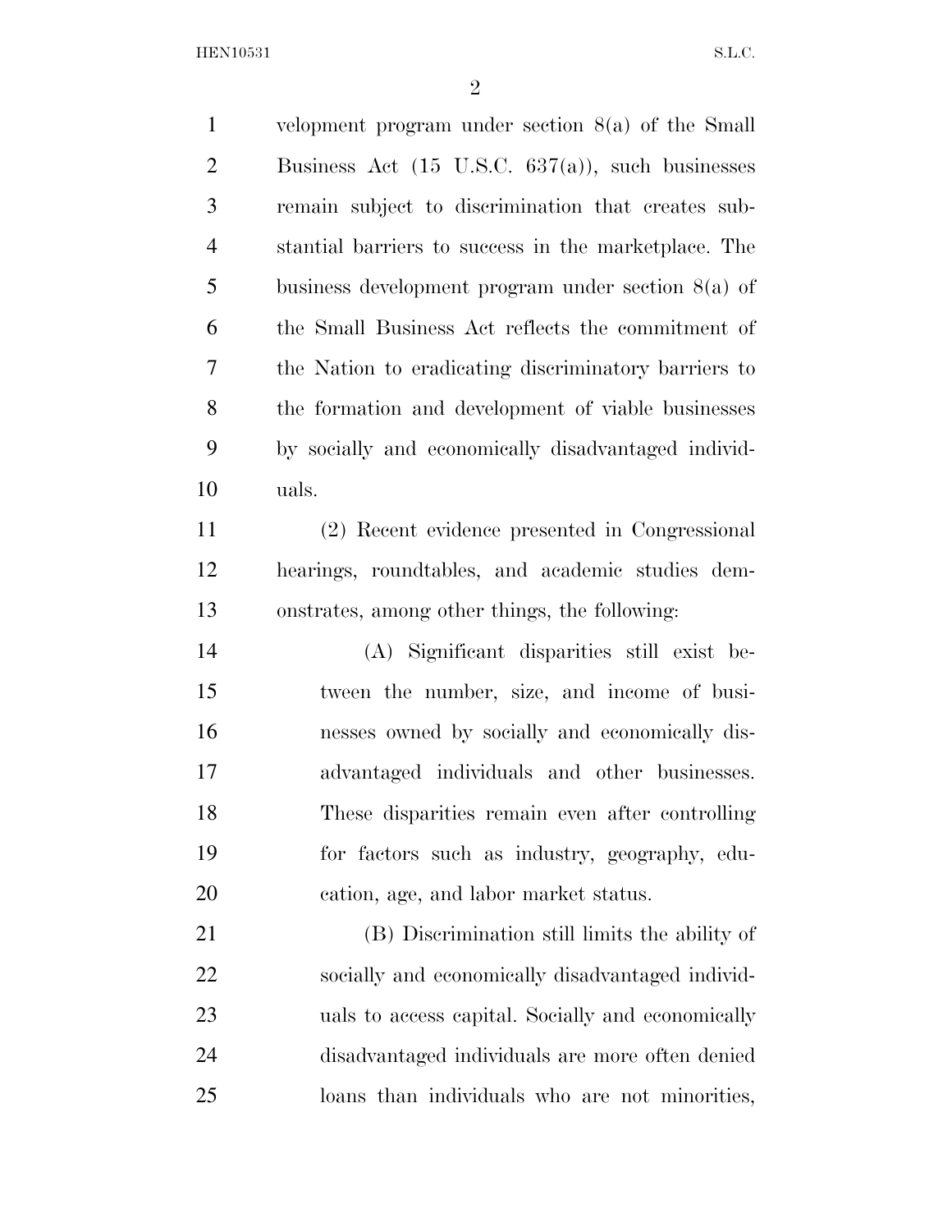velopment program under section 8(a) of the Small Business Act (15 U.S.C. 637(a)), such businesses remain subject to discrimination that creates substantial barriers to success in the marketplace. The business development program under section 8(a) of the Small Business Act reflects the commitment of the Nation to eradicating discriminatory barriers to the formation and development of viable businesses by socially and economically disadvantaged individuals.

(2) Recent evidence presented in Congressional hearings, roundtables, and academic studies demonstrates, among other things, the following:

(A) Significant disparities still exist between the number, size, and income of businesses owned by socially and economically disadvantaged individuals and other businesses. These disparities remain even after controlling for factors such as industry, geography, education, age, and labor market status.

(B) Discrimination still limits the ability of socially and economically disadvantaged individuals to access capital. Socially and economically disadvantaged individuals are more often denied loans than individuals who are not minorities,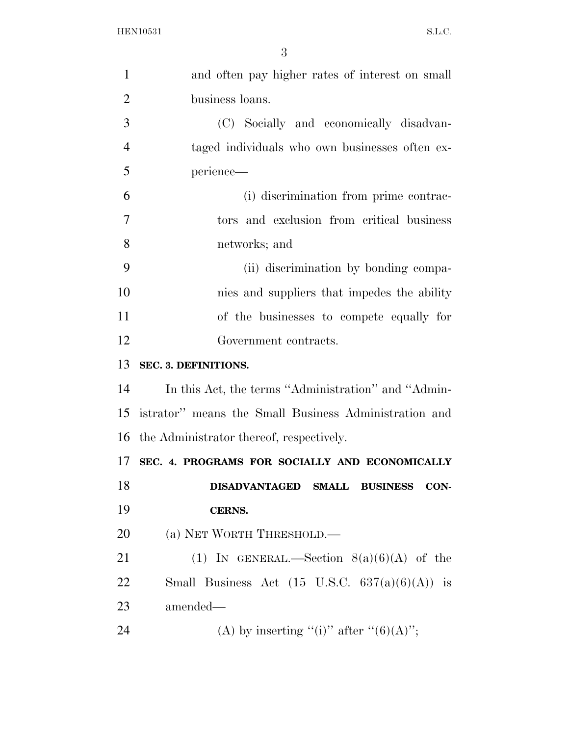and often pay higher rates of interest on small business loans.

(C) Socially and economically disadvantaged individuals who own businesses often experience—

(i) discrimination from prime contractors and exclusion from critical business networks; and

(ii) discrimination by bonding companies and suppliers that impedes the ability of the businesses to compete equally for Government contracts.

**SEC. 3. DEFINITIONS.**

In this Act, the terms ''Administration'' and ''Administrator'' means the Small Business Administration and the Administrator thereof, respectively.

**SEC. 4. PROGRAMS FOR SOCIALLY AND ECONOMICALLY DISADVANTAGED SMALL BUSINESS CONCERNS.**

(a) NET WORTH THRESHOLD.—

(1) IN GENERAL.—Section 8(a)(6)(A) of the Small Business Act (15 U.S.C. 637(a)(6)(A)) is amended—

(A) by inserting ''(i)'' after ''(6)(A)'';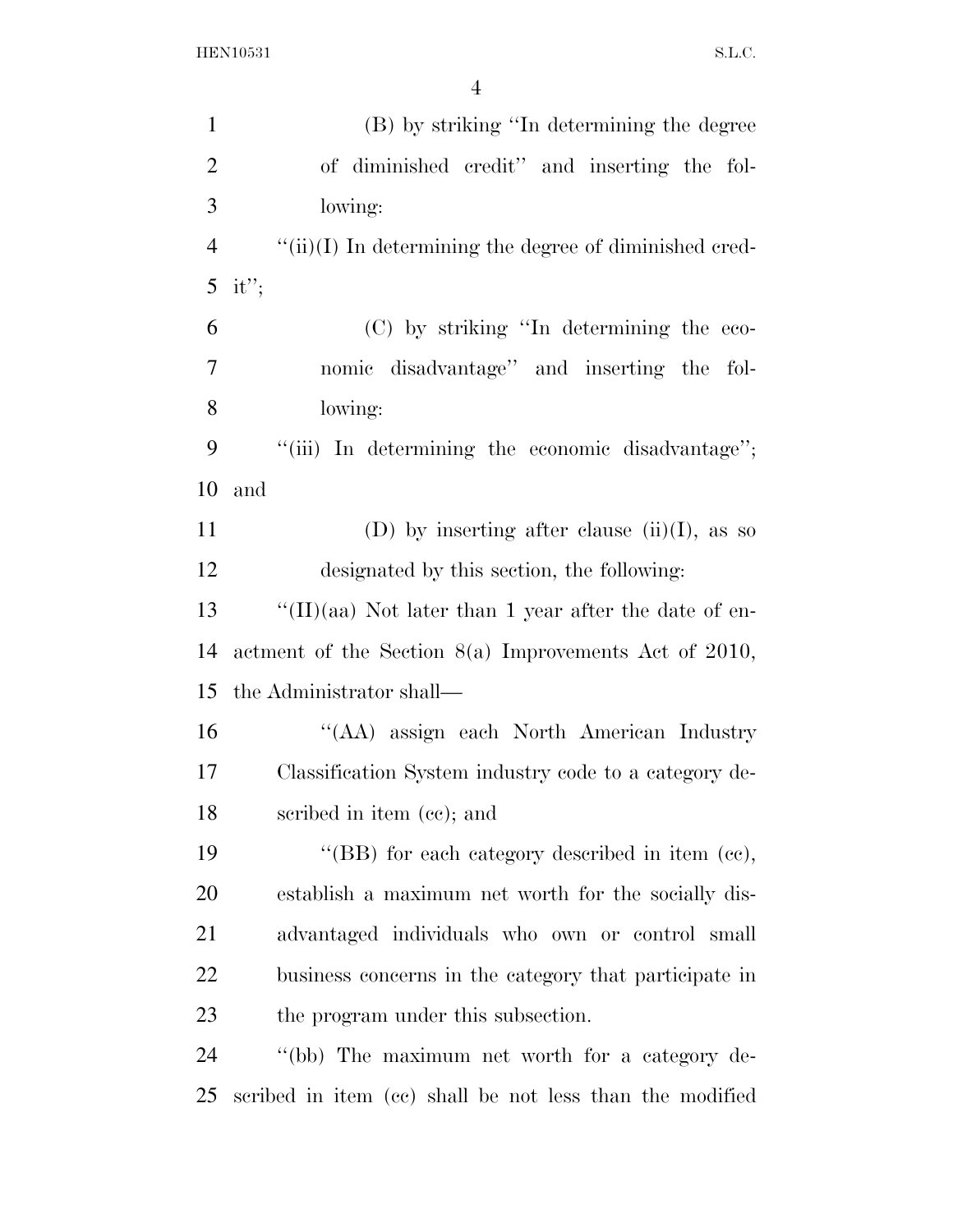(B) by striking "In determining the degree of diminished credit" and inserting the following:

"(ii)(I) In determining the degree of diminished credit";

(C) by striking "In determining the economic disadvantage" and inserting the following:

"(iii) In determining the economic disadvantage"; and

(D) by inserting after clause (ii)(I), as so designated by this section, the following:

"(II)(aa) Not later than 1 year after the date of enactment of the Section 8(a) Improvements Act of 2010, the Administrator shall—

"(AA) assign each North American Industry Classification System industry code to a category described in item (cc); and

"(BB) for each category described in item (cc), establish a maximum net worth for the socially disadvantaged individuals who own or control small business concerns in the category that participate in the program under this subsection.

"(bb) The maximum net worth for a category described in item (cc) shall be not less than the modified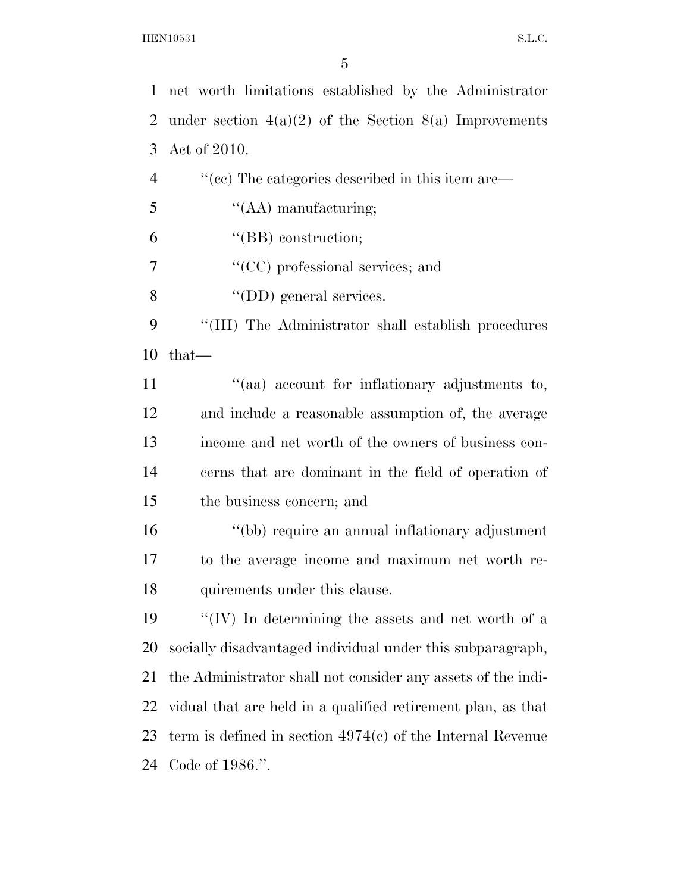net worth limitations established by the Administrator under section 4(a)(2) of the Section 8(a) Improvements Act of 2010.

"(cc) The categories described in this item are—

"(AA) manufacturing;

"(BB) construction;

"(CC) professional services; and

"(DD) general services.

"(III) The Administrator shall establish procedures that—

"(aa) account for inflationary adjustments to, and include a reasonable assumption of, the average income and net worth of the owners of business concerns that are dominant in the field of operation of the business concern; and

"(bb) require an annual inflationary adjustment to the average income and maximum net worth requirements under this clause.

"(IV) In determining the assets and net worth of a socially disadvantaged individual under this subparagraph, the Administrator shall not consider any assets of the individual that are held in a qualified retirement plan, as that term is defined in section 4974(c) of the Internal Revenue Code of 1986.".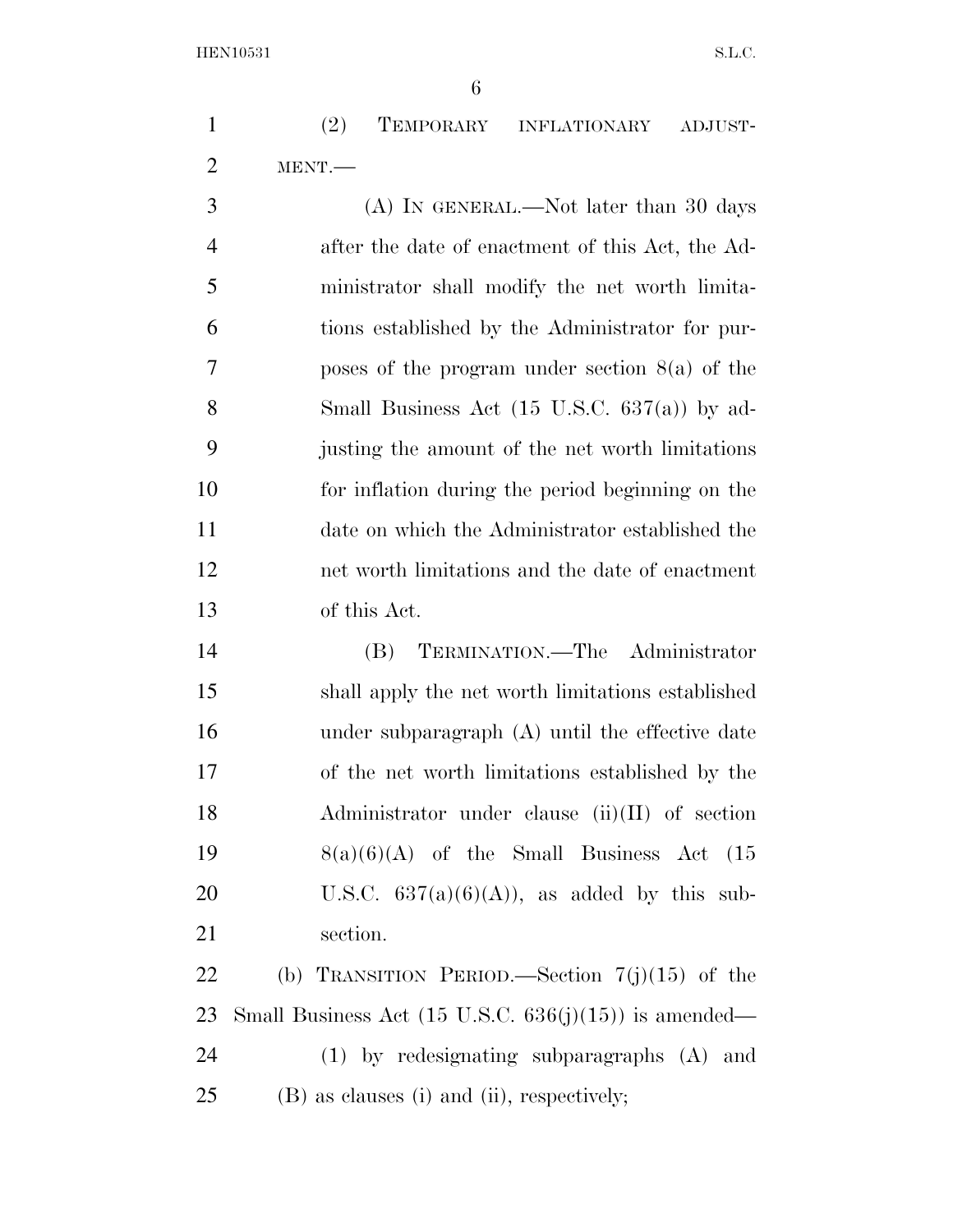(2) TEMPORARY INFLATIONARY ADJUSTMENT.—

(A) IN GENERAL.—Not later than 30 days after the date of enactment of this Act, the Administrator shall modify the net worth limitations established by the Administrator for purposes of the program under section 8(a) of the Small Business Act (15 U.S.C. 637(a)) by adjusting the amount of the net worth limitations for inflation during the period beginning on the date on which the Administrator established the net worth limitations and the date of enactment of this Act.

(B) TERMINATION.—The Administrator shall apply the net worth limitations established under subparagraph (A) until the effective date of the net worth limitations established by the Administrator under clause (ii)(II) of section 8(a)(6)(A) of the Small Business Act (15 U.S.C. 637(a)(6)(A)), as added by this subsection.

(b) TRANSITION PERIOD.—Section 7(j)(15) of the Small Business Act (15 U.S.C. 636(j)(15)) is amended—

(1) by redesignating subparagraphs (A) and (B) as clauses (i) and (ii), respectively;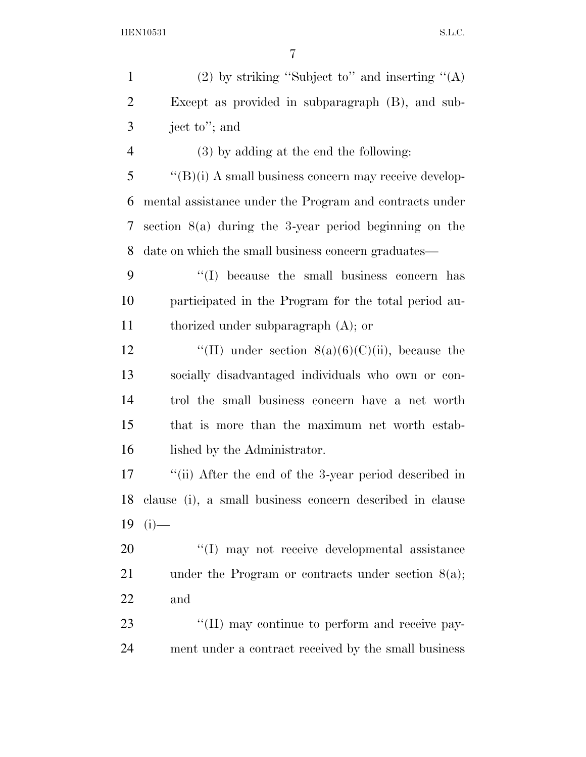(2) by striking "Subject to" and inserting "(A) Except as provided in subparagraph (B), and subject to"; and

(3) by adding at the end the following:

"(B)(i) A small business concern may receive developmental assistance under the Program and contracts under section 8(a) during the 3-year period beginning on the date on which the small business concern graduates—

"(I) because the small business concern has participated in the Program for the total period authorized under subparagraph (A); or

"(II) under section 8(a)(6)(C)(ii), because the socially disadvantaged individuals who own or control the small business concern have a net worth that is more than the maximum net worth established by the Administrator.

"(ii) After the end of the 3-year period described in clause (i), a small business concern described in clause (i)—

"(I) may not receive developmental assistance under the Program or contracts under section 8(a); and

"(II) may continue to perform and receive payment under a contract received by the small business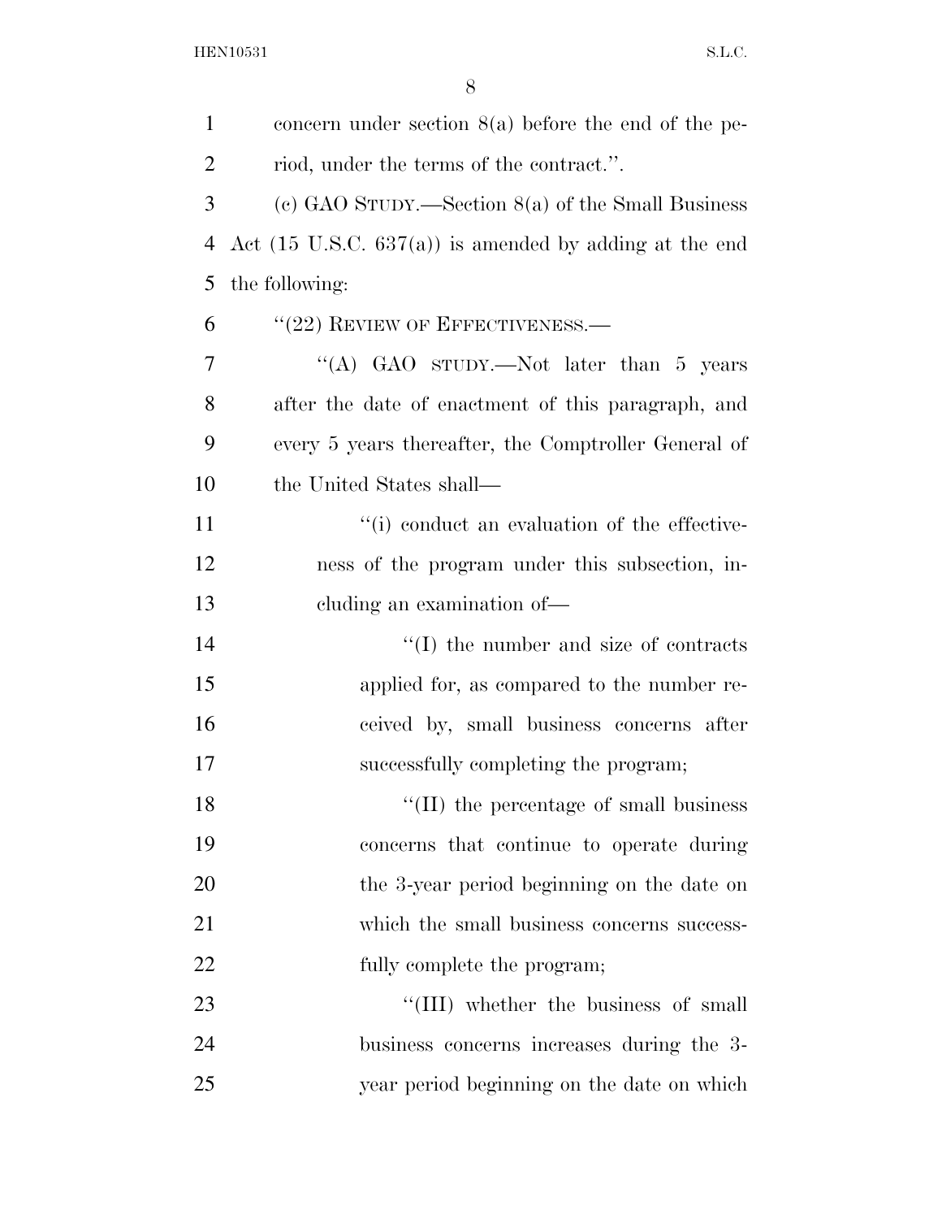concern under section 8(a) before the end of the period, under the terms of the contract.''.

(c) GAO STUDY.—Section 8(a) of the Small Business Act (15 U.S.C. 637(a)) is amended by adding at the end the following:

''(22) REVIEW OF EFFECTIVENESS.—

''(A) GAO STUDY.—Not later than 5 years after the date of enactment of this paragraph, and every 5 years thereafter, the Comptroller General of the United States shall—

''(i) conduct an evaluation of the effectiveness of the program under this subsection, including an examination of—

''(I) the number and size of contracts applied for, as compared to the number received by, small business concerns after successfully completing the program;

''(II) the percentage of small business concerns that continue to operate during the 3-year period beginning on the date on which the small business concerns successfully complete the program;

''(III) whether the business of small business concerns increases during the 3-year period beginning on the date on which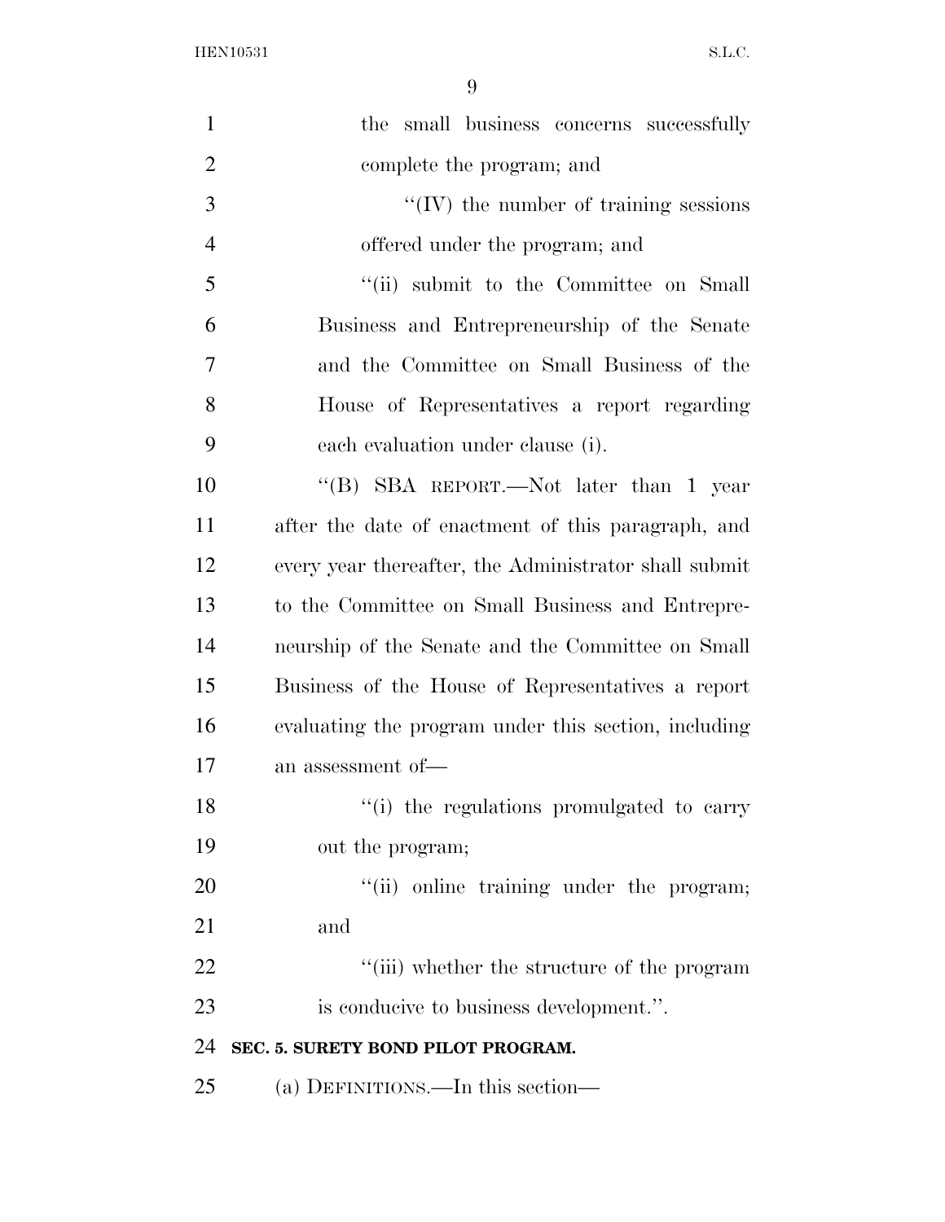the small business concerns successfully complete the program; and

''(IV) the number of training sessions offered under the program; and

''(ii) submit to the Committee on Small Business and Entrepreneurship of the Senate and the Committee on Small Business of the House of Representatives a report regarding each evaluation under clause (i).

''(B) SBA REPORT.—Not later than 1 year after the date of enactment of this paragraph, and every year thereafter, the Administrator shall submit to the Committee on Small Business and Entrepreneurship of the Senate and the Committee on Small Business of the House of Representatives a report evaluating the program under this section, including an assessment of—

''(i) the regulations promulgated to carry out the program;

''(ii) online training under the program; and

''(iii) whether the structure of the program is conducive to business development.''.

**SEC. 5. SURETY BOND PILOT PROGRAM.**

(a) DEFINITIONS.—In this section—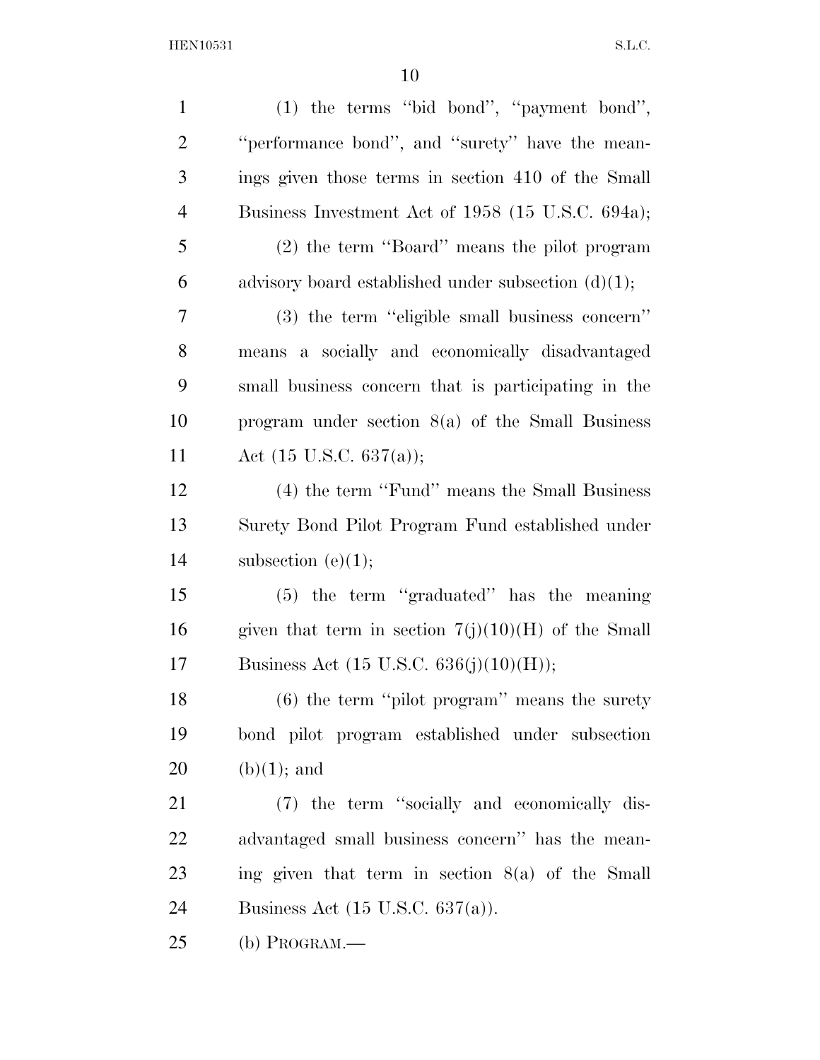(1) the terms "bid bond", "payment bond", "performance bond", and "surety" have the meanings given those terms in section 410 of the Small Business Investment Act of 1958 (15 U.S.C. 694a);

(2) the term "Board" means the pilot program advisory board established under subsection (d)(1);

(3) the term "eligible small business concern" means a socially and economically disadvantaged small business concern that is participating in the program under section 8(a) of the Small Business Act (15 U.S.C. 637(a));

(4) the term "Fund" means the Small Business Surety Bond Pilot Program Fund established under subsection (e)(1);

(5) the term "graduated" has the meaning given that term in section 7(j)(10)(H) of the Small Business Act (15 U.S.C. 636(j)(10)(H));

(6) the term "pilot program" means the surety bond pilot program established under subsection (b)(1); and

(7) the term "socially and economically disadvantaged small business concern" has the meaning given that term in section 8(a) of the Small Business Act (15 U.S.C. 637(a)).

(b) PROGRAM.—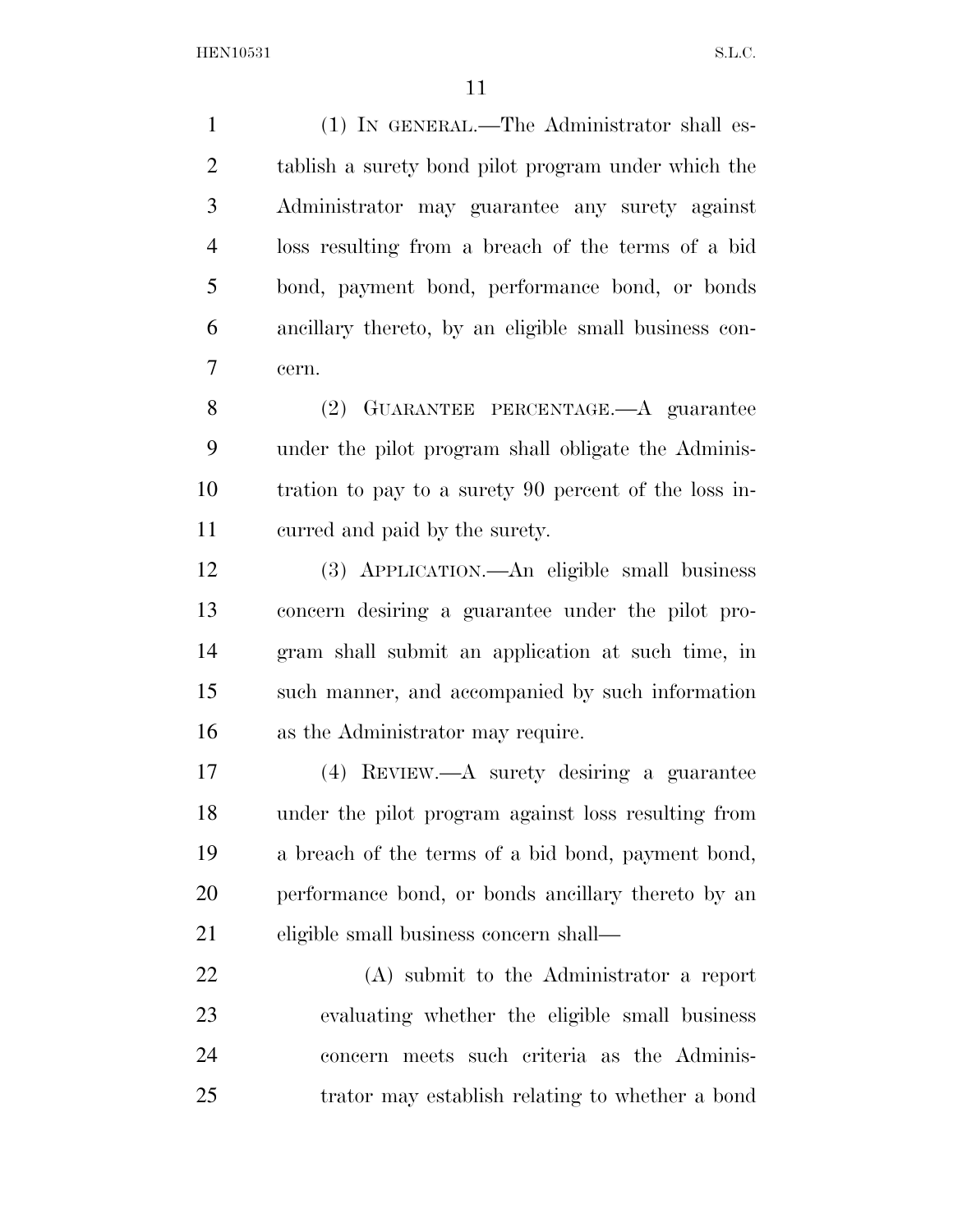(1) IN GENERAL.—The Administrator shall establish a surety bond pilot program under which the Administrator may guarantee any surety against loss resulting from a breach of the terms of a bid bond, payment bond, performance bond, or bonds ancillary thereto, by an eligible small business concern.

(2) GUARANTEE PERCENTAGE.—A guarantee under the pilot program shall obligate the Administration to pay to a surety 90 percent of the loss incurred and paid by the surety.

(3) APPLICATION.—An eligible small business concern desiring a guarantee under the pilot program shall submit an application at such time, in such manner, and accompanied by such information as the Administrator may require.

(4) REVIEW.—A surety desiring a guarantee under the pilot program against loss resulting from a breach of the terms of a bid bond, payment bond, performance bond, or bonds ancillary thereto by an eligible small business concern shall—

(A) submit to the Administrator a report evaluating whether the eligible small business concern meets such criteria as the Administrator may establish relating to whether a bond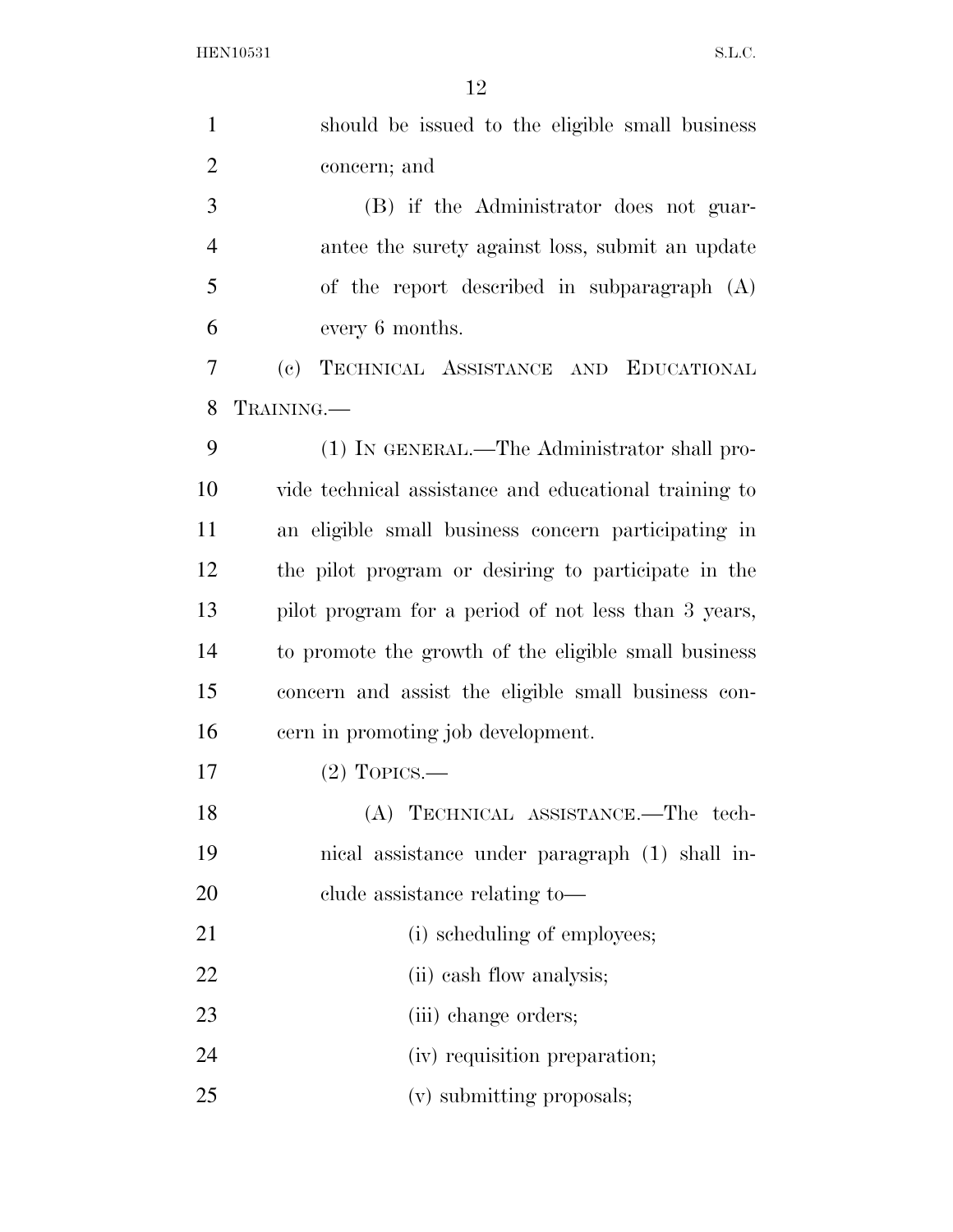should be issued to the eligible small business concern; and

(B) if the Administrator does not guarantee the surety against loss, submit an update of the report described in subparagraph (A) every 6 months.

(c) TECHNICAL ASSISTANCE AND EDUCATIONAL TRAINING.—

(1) IN GENERAL.—The Administrator shall provide technical assistance and educational training to an eligible small business concern participating in the pilot program or desiring to participate in the pilot program for a period of not less than 3 years, to promote the growth of the eligible small business concern and assist the eligible small business concern in promoting job development.

(2) TOPICS.—

(A) TECHNICAL ASSISTANCE.—The technical assistance under paragraph (1) shall include assistance relating to—

(i) scheduling of employees;

(ii) cash flow analysis;

(iii) change orders;

(iv) requisition preparation;

(v) submitting proposals;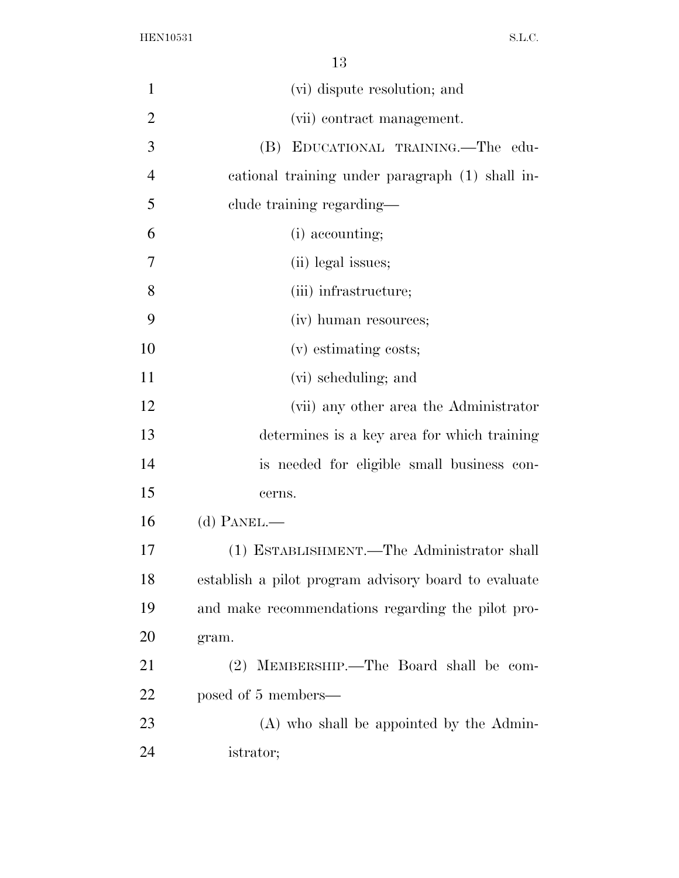(vi) dispute resolution; and

(vii) contract management.

(B) EDUCATIONAL TRAINING.—The educational training under paragraph (1) shall include training regarding—

(i) accounting;

(ii) legal issues;

(iii) infrastructure;

(iv) human resources;

(v) estimating costs;

(vi) scheduling; and

(vii) any other area the Administrator determines is a key area for which training is needed for eligible small business concerns.

(d) PANEL.—

(1) ESTABLISHMENT.—The Administrator shall establish a pilot program advisory board to evaluate and make recommendations regarding the pilot program.

(2) MEMBERSHIP.—The Board shall be composed of 5 members—

(A) who shall be appointed by the Administrator;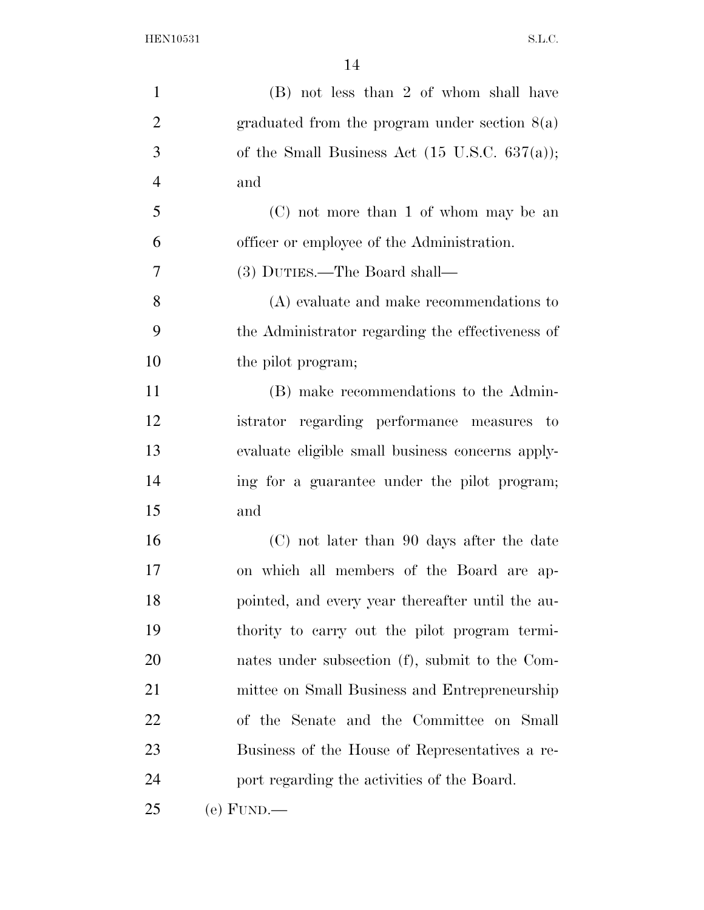(B) not less than 2 of whom shall have graduated from the program under section 8(a) of the Small Business Act (15 U.S.C. 637(a)); and

(C) not more than 1 of whom may be an officer or employee of the Administration.

(3) DUTIES.—The Board shall—

(A) evaluate and make recommendations to the Administrator regarding the effectiveness of the pilot program;

(B) make recommendations to the Administrator regarding performance measures to evaluate eligible small business concerns applying for a guarantee under the pilot program; and

(C) not later than 90 days after the date on which all members of the Board are appointed, and every year thereafter until the authority to carry out the pilot program terminates under subsection (f), submit to the Committee on Small Business and Entrepreneurship of the Senate and the Committee on Small Business of the House of Representatives a report regarding the activities of the Board.

(e) FUND.—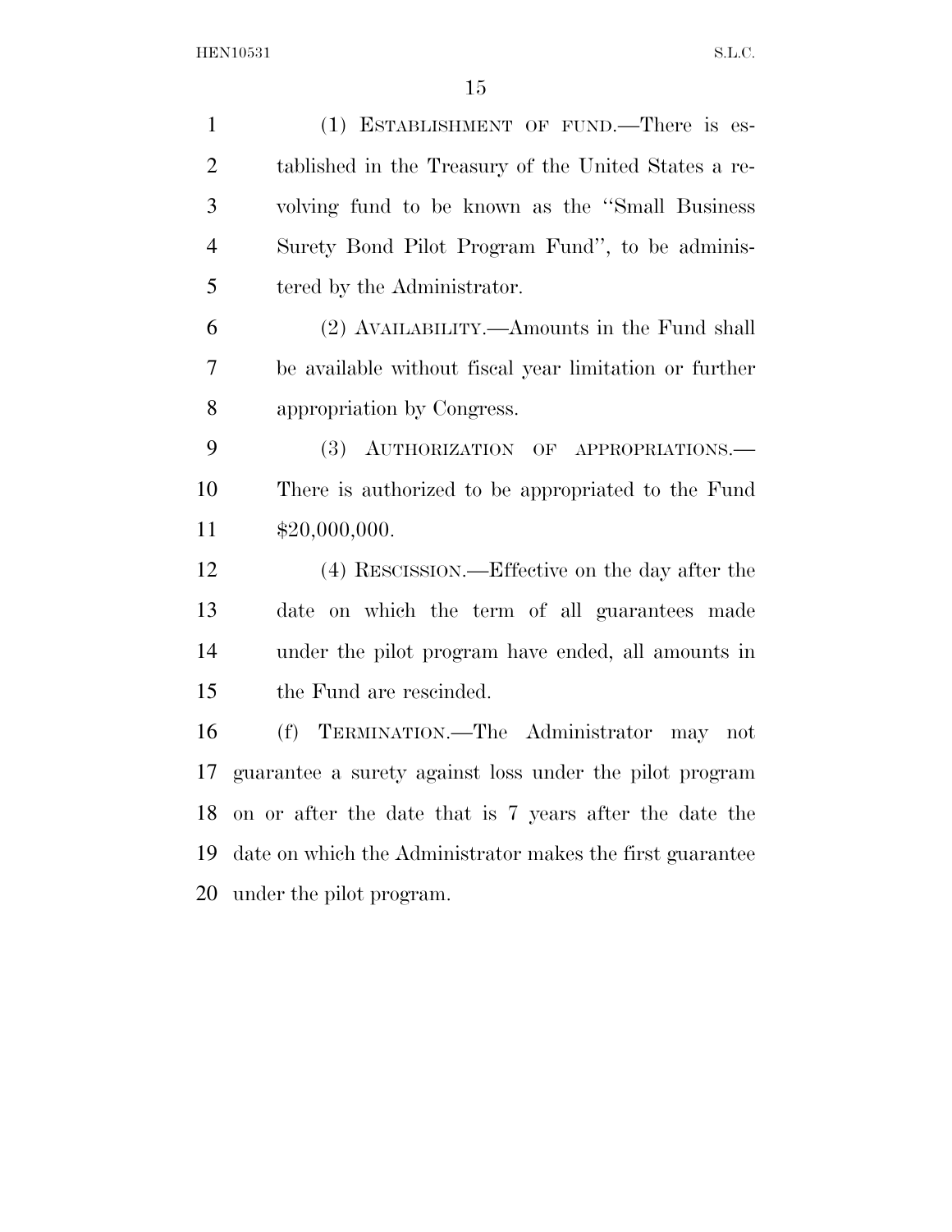(1) ESTABLISHMENT OF FUND.—There is established in the Treasury of the United States a revolving fund to be known as the ''Small Business Surety Bond Pilot Program Fund'', to be administered by the Administrator.

(2) AVAILABILITY.—Amounts in the Fund shall be available without fiscal year limitation or further appropriation by Congress.

(3) AUTHORIZATION OF APPROPRIATIONS.—There is authorized to be appropriated to the Fund $20,000,000.

(4) RESCISSION.—Effective on the day after the date on which the term of all guarantees made under the pilot program have ended, all amounts in the Fund are rescinded.

(f) TERMINATION.—The Administrator may not guarantee a surety against loss under the pilot program on or after the date that is 7 years after the date the date on which the Administrator makes the first guarantee under the pilot program.